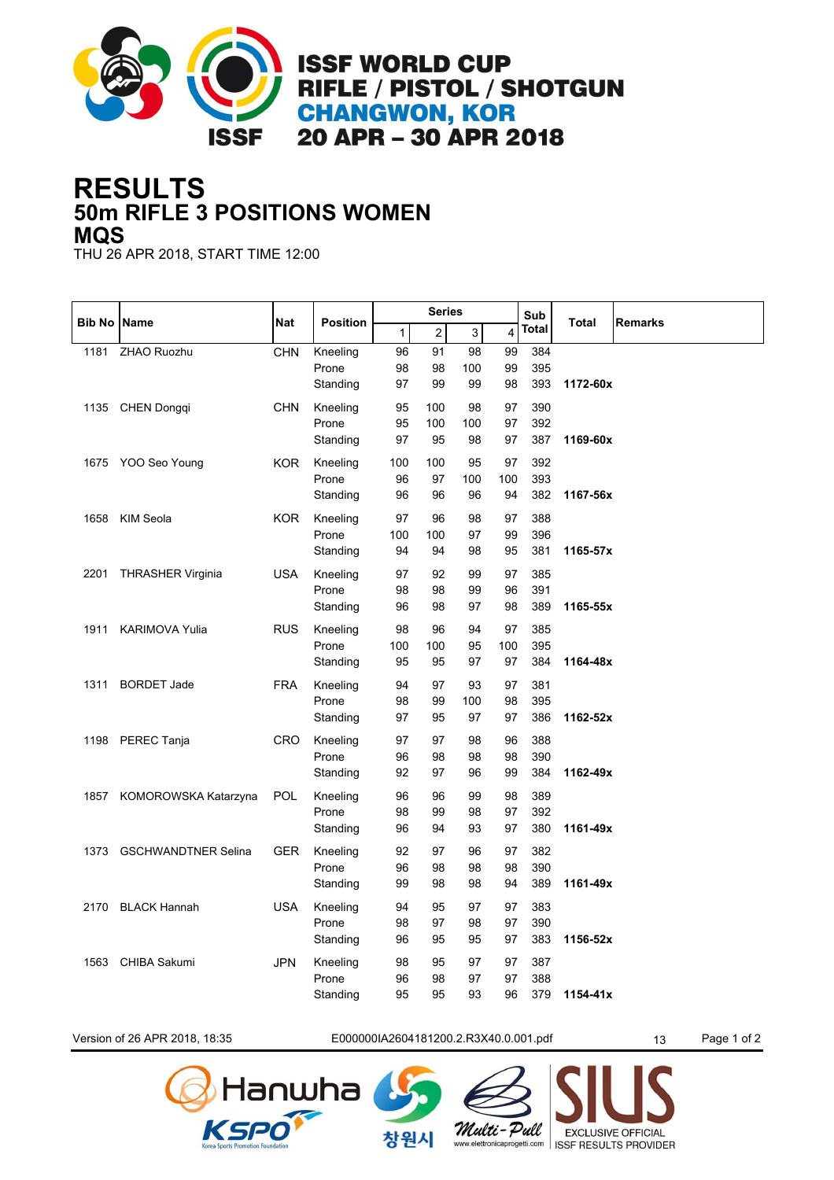# ISSF WORLD CUP
## RIFLE / PISTOL / SHOTGUN
## CHANGWON, KOR
## 20 APR – 30 APR 2018

# RESULTS
## 50m RIFLE 3 POSITIONS WOMEN
## MQS

THU 26 APR 2018, START TIME 12:00

| Bib No | Name | Nat | Position | Series 1 | 2 | 3 | 4 | Sub Total | Total | Remarks |
|---|---|---|---|---|---|---|---|---|---|---|
| 1181 | ZHAO Ruozhu | CHN | Kneeling | 96 | 91 | 98 | 99 | 384 | | |
| | | | Prone | 98 | 98 | 100 | 99 | 395 | | |
| | | | Standing | 97 | 99 | 99 | 98 | 393 | **1172-60x** | |
| 1135 | CHEN Dongqi | CHN | Kneeling | 95 | 100 | 98 | 97 | 390 | | |
| | | | Prone | 95 | 100 | 100 | 97 | 392 | | |
| | | | Standing | 97 | 95 | 98 | 97 | 387 | **1169-60x** | |
| 1675 | YOO Seo Young | KOR | Kneeling | 100 | 100 | 95 | 97 | 392 | | |
| | | | Prone | 96 | 97 | 100 | 100 | 393 | | |
| | | | Standing | 96 | 96 | 96 | 94 | 382 | **1167-56x** | |
| 1658 | KIM Seola | KOR | Kneeling | 97 | 96 | 98 | 97 | 388 | | |
| | | | Prone | 100 | 100 | 97 | 99 | 396 | | |
| | | | Standing | 94 | 94 | 98 | 95 | 381 | **1165-57x** | |
| 2201 | THRASHER Virginia | USA | Kneeling | 97 | 92 | 99 | 97 | 385 | | |
| | | | Prone | 98 | 98 | 99 | 96 | 391 | | |
| | | | Standing | 96 | 98 | 97 | 98 | 389 | **1165-55x** | |
| 1911 | KARIMOVA Yulia | RUS | Kneeling | 98 | 96 | 94 | 97 | 385 | | |
| | | | Prone | 100 | 100 | 95 | 100 | 395 | | |
| | | | Standing | 95 | 95 | 97 | 97 | 384 | **1164-48x** | |
| 1311 | BORDET Jade | FRA | Kneeling | 94 | 97 | 93 | 97 | 381 | | |
| | | | Prone | 98 | 99 | 100 | 98 | 395 | | |
| | | | Standing | 97 | 95 | 97 | 97 | 386 | **1162-52x** | |
| 1198 | PEREC Tanja | CRO | Kneeling | 97 | 97 | 98 | 96 | 388 | | |
| | | | Prone | 96 | 98 | 98 | 98 | 390 | | |
| | | | Standing | 92 | 97 | 96 | 99 | 384 | **1162-49x** | |
| 1857 | KOMOROWSKA Katarzyna | POL | Kneeling | 96 | 96 | 99 | 98 | 389 | | |
| | | | Prone | 98 | 99 | 98 | 97 | 392 | | |
| | | | Standing | 96 | 94 | 93 | 97 | 380 | **1161-49x** | |
| 1373 | GSCHWANDTNER Selina | GER | Kneeling | 92 | 97 | 96 | 97 | 382 | | |
| | | | Prone | 96 | 98 | 98 | 98 | 390 | | |
| | | | Standing | 99 | 98 | 98 | 94 | 389 | **1161-49x** | |
| 2170 | BLACK Hannah | USA | Kneeling | 94 | 95 | 97 | 97 | 383 | | |
| | | | Prone | 98 | 97 | 98 | 97 | 390 | | |
| | | | Standing | 96 | 95 | 95 | 97 | 383 | **1156-52x** | |
| 1563 | CHIBA Sakumi | JPN | Kneeling | 98 | 95 | 97 | 97 | 387 | | |
| | | | Prone | 96 | 98 | 97 | 97 | 388 | | |
| | | | Standing | 95 | 95 | 93 | 96 | 379 | **1154-41x** | |

Version of 26 APR 2018, 18:35 E000000IA2604181200.2.R3X40.0.001.pdf 13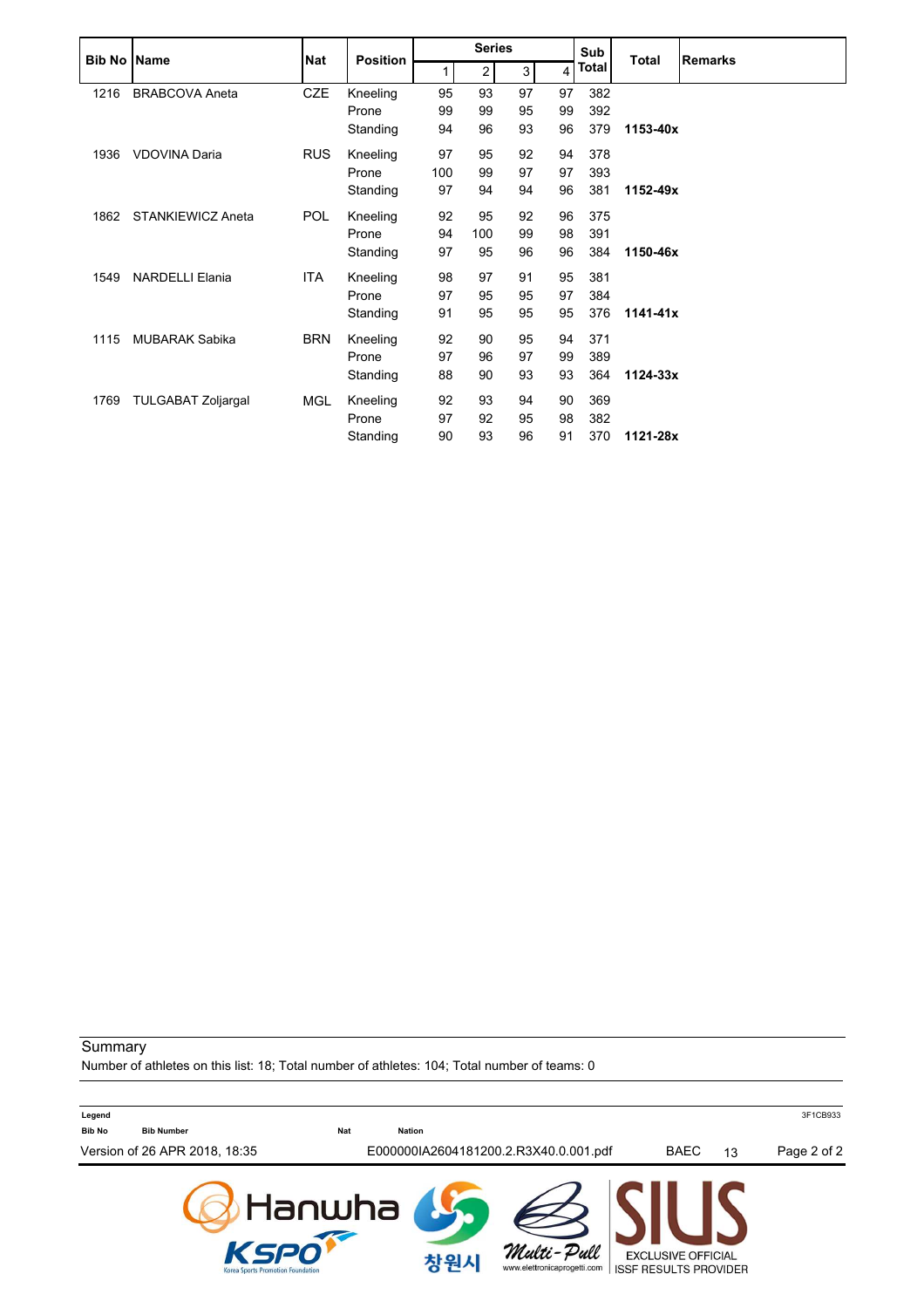| Bib No | Name | Nat | Position | Series | | | | Sub Total | Total | Remarks |
|---|---|---|---|---|---|---|---|---|---|---|
| | | | | 1 | 2 | 3 | 4 | | | |
| 1216 | BRABCOVA Aneta | CZE | Kneeling | 95 | 93 | 97 | 97 | 382 | | |
| | | | Prone | 99 | 99 | 95 | 99 | 392 | | |
| | | | Standing | 94 | 96 | 93 | 96 | 379 | **1153-40x** | |
| 1936 | VDOVINA Daria | RUS | Kneeling | 97 | 95 | 92 | 94 | 378 | | |
| | | | Prone | 100 | 99 | 97 | 97 | 393 | | |
| | | | Standing | 97 | 94 | 94 | 96 | 381 | **1152-49x** | |
| 1862 | STANKIEWICZ Aneta | POL | Kneeling | 92 | 95 | 92 | 96 | 375 | | |
| | | | Prone | 94 | 100 | 99 | 98 | 391 | | |
| | | | Standing | 97 | 95 | 96 | 96 | 384 | **1150-46x** | |
| 1549 | NARDELLI Elania | ITA | Kneeling | 98 | 97 | 91 | 95 | 381 | | |
| | | | Prone | 97 | 95 | 95 | 97 | 384 | | |
| | | | Standing | 91 | 95 | 95 | 95 | 376 | **1141-41x** | |
| 1115 | MUBARAK Sabika | BRN | Kneeling | 92 | 90 | 95 | 94 | 371 | | |
| | | | Prone | 97 | 96 | 97 | 99 | 389 | | |
| | | | Standing | 88 | 90 | 93 | 93 | 364 | **1124-33x** | |
| 1769 | TULGABAT Zoljargal | MGL | Kneeling | 92 | 93 | 94 | 90 | 369 | | |
| | | | Prone | 97 | 92 | 95 | 98 | 382 | | |
| | | | Standing | 90 | 93 | 96 | 91 | 370 | **1121-28x** | |

Summary

Number of athletes on this list: 18; Total number of athletes: 104; Total number of teams: 0

**Legend**

**Bib No** Bib Number **Nat** Nation

3F1CB933

Version of 26 APR 2018, 18:35 E000000IA2604181200.2.R3X40.0.001.pdf BAEC 13

Hanwha KSPO Korea Sports Promotion Foundation 창원시 Multi-Pull www.elettronicaprogetti.com SIUS EXCLUSIVE OFFICIAL ISSF RESULTS PROVIDER